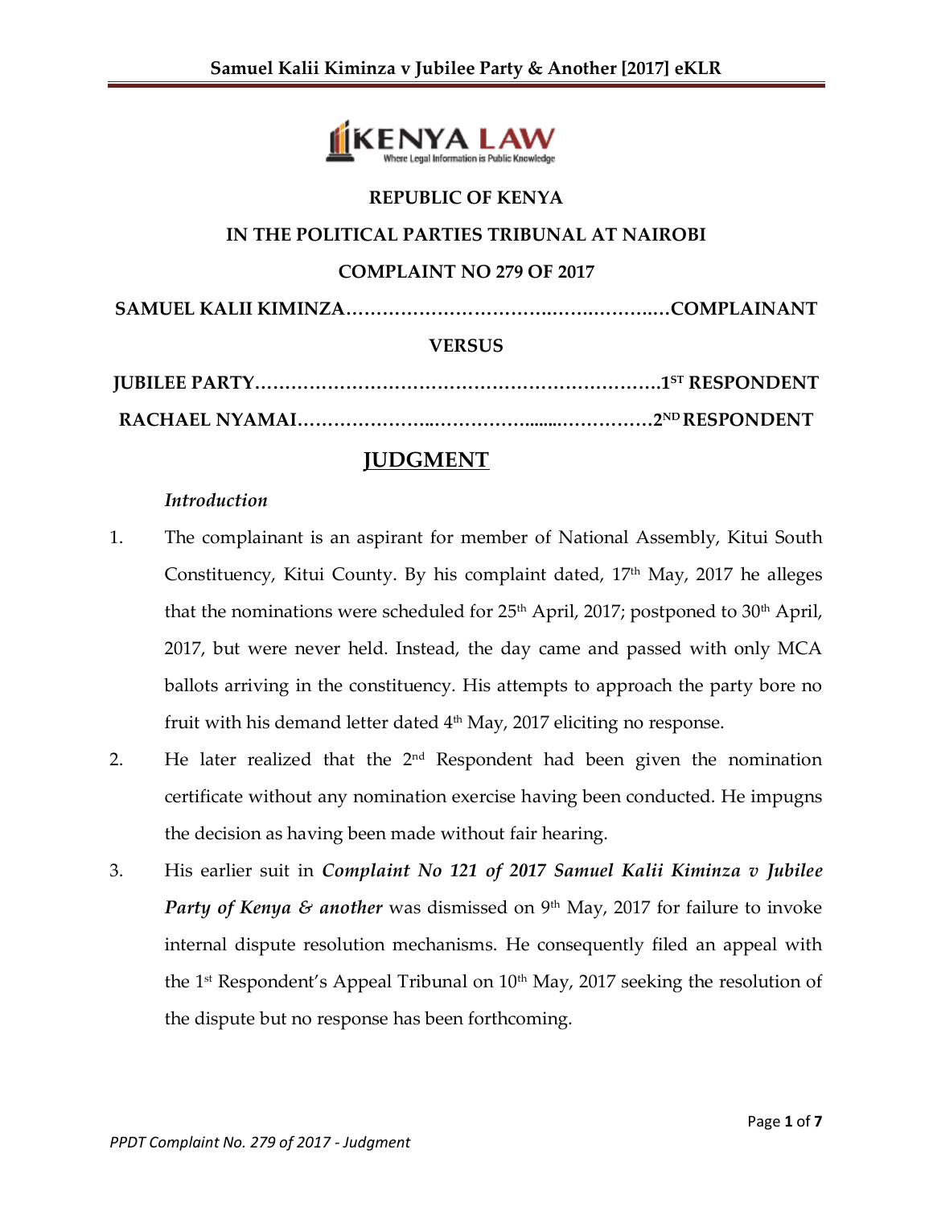**REPUBLIC OF KENYA**

**IN THE POLITICAL PARTIES TRIBUNAL AT NAIROBI**

**COMPLAINT NO 279 OF 2017**

**SAMUEL KALII KIMINZA……………………………….………….….COMPLAINANT**

**VERSUS**

**JUBILEE PARTY………………………………………………………….1ST RESPONDENT**

**RACHAEL NYAMAI…………………..……………........……………2ND RESPONDENT**

# JUDGMENT

*Introduction*

1. The complainant is an aspirant for member of National Assembly, Kitui South Constituency, Kitui County. By his complaint dated, 17th May, 2017 he alleges that the nominations were scheduled for 25th April, 2017; postponed to 30th April, 2017, but were never held. Instead, the day came and passed with only MCA ballots arriving in the constituency. His attempts to approach the party bore no fruit with his demand letter dated 4th May, 2017 eliciting no response.

2. He later realized that the 2nd Respondent had been given the nomination certificate without any nomination exercise having been conducted. He impugns the decision as having been made without fair hearing.

3. His earlier suit in ***Complaint No 121 of 2017 Samuel Kalii Kiminza v Jubilee Party of Kenya & another*** was dismissed on 9th May, 2017 for failure to invoke internal dispute resolution mechanisms. He consequently filed an appeal with the 1st Respondent's Appeal Tribunal on 10th May, 2017 seeking the resolution of the dispute but no response has been forthcoming.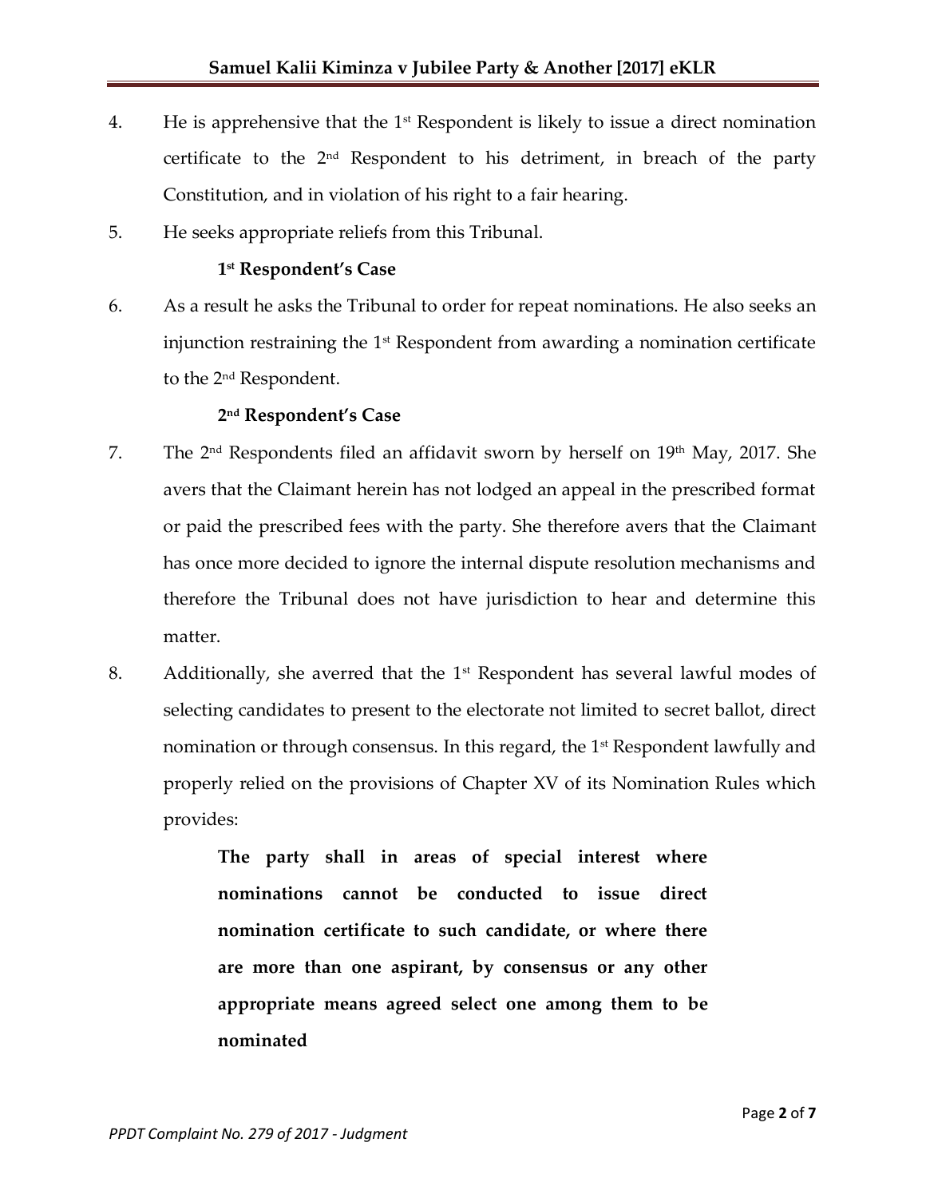4. He is apprehensive that the 1st Respondent is likely to issue a direct nomination certificate to the 2nd Respondent to his detriment, in breach of the party Constitution, and in violation of his right to a fair hearing.

5. He seeks appropriate reliefs from this Tribunal.

**1st Respondent's Case**

6. As a result he asks the Tribunal to order for repeat nominations. He also seeks an injunction restraining the 1st Respondent from awarding a nomination certificate to the 2nd Respondent.

**2nd Respondent's Case**

7. The 2nd Respondents filed an affidavit sworn by herself on 19th May, 2017. She avers that the Claimant herein has not lodged an appeal in the prescribed format or paid the prescribed fees with the party. She therefore avers that the Claimant has once more decided to ignore the internal dispute resolution mechanisms and therefore the Tribunal does not have jurisdiction to hear and determine this matter.

8. Additionally, she averred that the 1st Respondent has several lawful modes of selecting candidates to present to the electorate not limited to secret ballot, direct nomination or through consensus. In this regard, the 1st Respondent lawfully and properly relied on the provisions of Chapter XV of its Nomination Rules which provides:

> **The party shall in areas of special interest where nominations cannot be conducted to issue direct nomination certificate to such candidate, or where there are more than one aspirant, by consensus or any other appropriate means agreed select one among them to be nominated**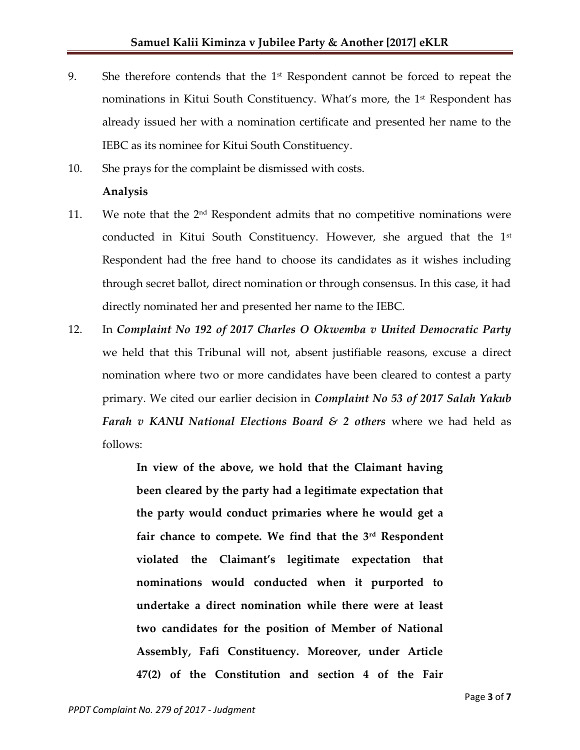9. She therefore contends that the 1st Respondent cannot be forced to repeat the nominations in Kitui South Constituency. What's more, the 1st Respondent has already issued her with a nomination certificate and presented her name to the IEBC as its nominee for Kitui South Constituency.

10. She prays for the complaint be dismissed with costs.

**Analysis**

11. We note that the 2nd Respondent admits that no competitive nominations were conducted in Kitui South Constituency. However, she argued that the 1st Respondent had the free hand to choose its candidates as it wishes including through secret ballot, direct nomination or through consensus. In this case, it had directly nominated her and presented her name to the IEBC.

12. In ***Complaint No 192 of 2017 Charles O Okwemba v United Democratic Party*** we held that this Tribunal will not, absent justifiable reasons, excuse a direct nomination where two or more candidates have been cleared to contest a party primary. We cited our earlier decision in ***Complaint No 53 of 2017 Salah Yakub Farah v KANU National Elections Board & 2 others*** where we had held as follows:

> **In view of the above, we hold that the Claimant having been cleared by the party had a legitimate expectation that the party would conduct primaries where he would get a fair chance to compete. We find that the 3rd Respondent violated the Claimant's legitimate expectation that nominations would conducted when it purported to undertake a direct nomination while there were at least two candidates for the position of Member of National Assembly, Fafi Constituency. Moreover, under Article 47(2) of the Constitution and section 4 of the Fair**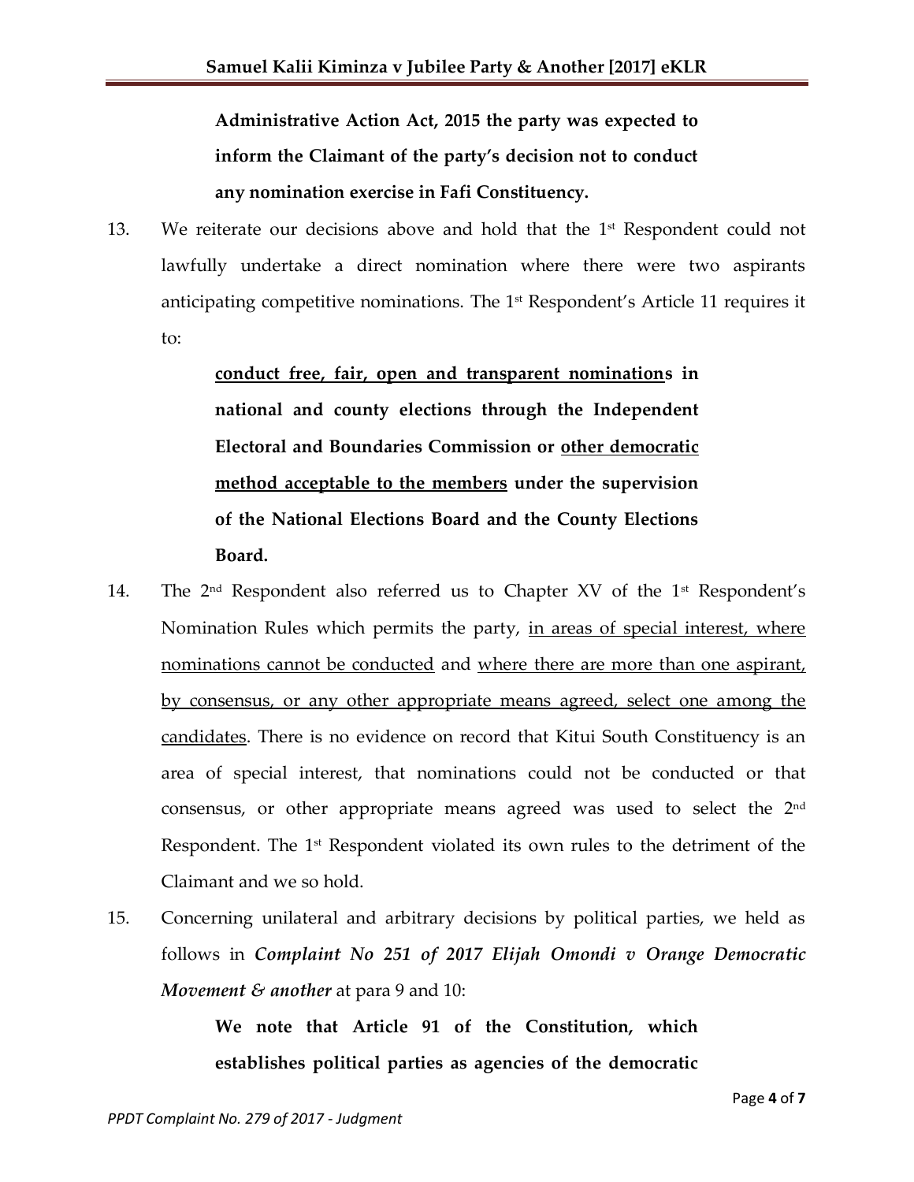> **Administrative Action Act, 2015 the party was expected to inform the Claimant of the party's decision not to conduct any nomination exercise in Fafi Constituency.**

13. We reiterate our decisions above and hold that the 1st Respondent could not lawfully undertake a direct nomination where there were two aspirants anticipating competitive nominations. The 1st Respondent's Article 11 requires it to:

> **<u>conduct free, fair, open and transparent nomination</u>s in national and county elections through the Independent Electoral and Boundaries Commission or <u>other democratic method acceptable to the members</u> under the supervision of the National Elections Board and the County Elections Board.**

14. The 2nd Respondent also referred us to Chapter XV of the 1st Respondent's Nomination Rules which permits the party, <u>in areas of special interest, where nominations cannot be conducted</u> and <u>where there are more than one aspirant, by consensus, or any other appropriate means agreed, select one among the candidates</u>. There is no evidence on record that Kitui South Constituency is an area of special interest, that nominations could not be conducted or that consensus, or other appropriate means agreed was used to select the 2nd Respondent. The 1st Respondent violated its own rules to the detriment of the Claimant and we so hold.

15. Concerning unilateral and arbitrary decisions by political parties, we held as follows in ***Complaint No 251 of 2017 Elijah Omondi v Orange Democratic Movement & another*** at para 9 and 10:

> **We note that Article 91 of the Constitution, which establishes political parties as agencies of the democratic**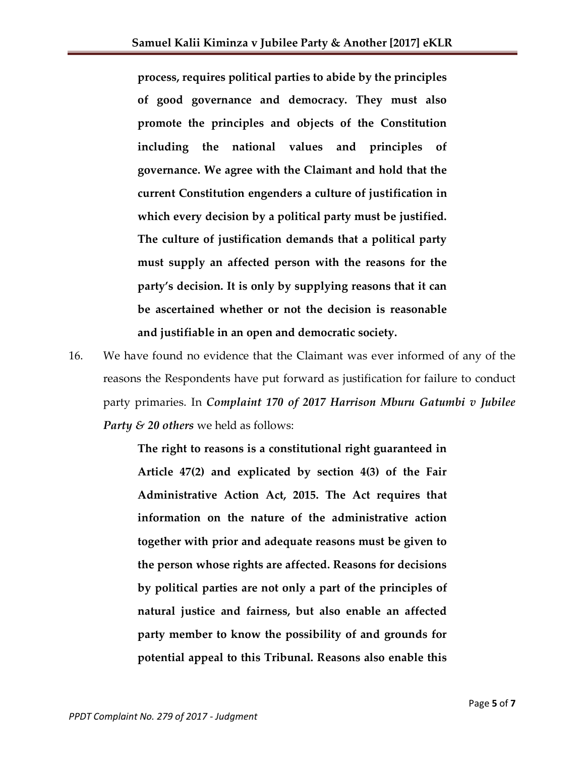**process, requires political parties to abide by the principles of good governance and democracy. They must also promote the principles and objects of the Constitution including the national values and principles of governance. We agree with the Claimant and hold that the current Constitution engenders a culture of justification in which every decision by a political party must be justified. The culture of justification demands that a political party must supply an affected person with the reasons for the party's decision. It is only by supplying reasons that it can be ascertained whether or not the decision is reasonable and justifiable in an open and democratic society.**

16. We have found no evidence that the Claimant was ever informed of any of the reasons the Respondents have put forward as justification for failure to conduct party primaries. In ***Complaint 170 of 2017 Harrison Mburu Gatumbi v Jubilee Party & 20 others*** we held as follows:

> **The right to reasons is a constitutional right guaranteed in Article 47(2) and explicated by section 4(3) of the Fair Administrative Action Act, 2015. The Act requires that information on the nature of the administrative action together with prior and adequate reasons must be given to the person whose rights are affected. Reasons for decisions by political parties are not only a part of the principles of natural justice and fairness, but also enable an affected party member to know the possibility of and grounds for potential appeal to this Tribunal. Reasons also enable this**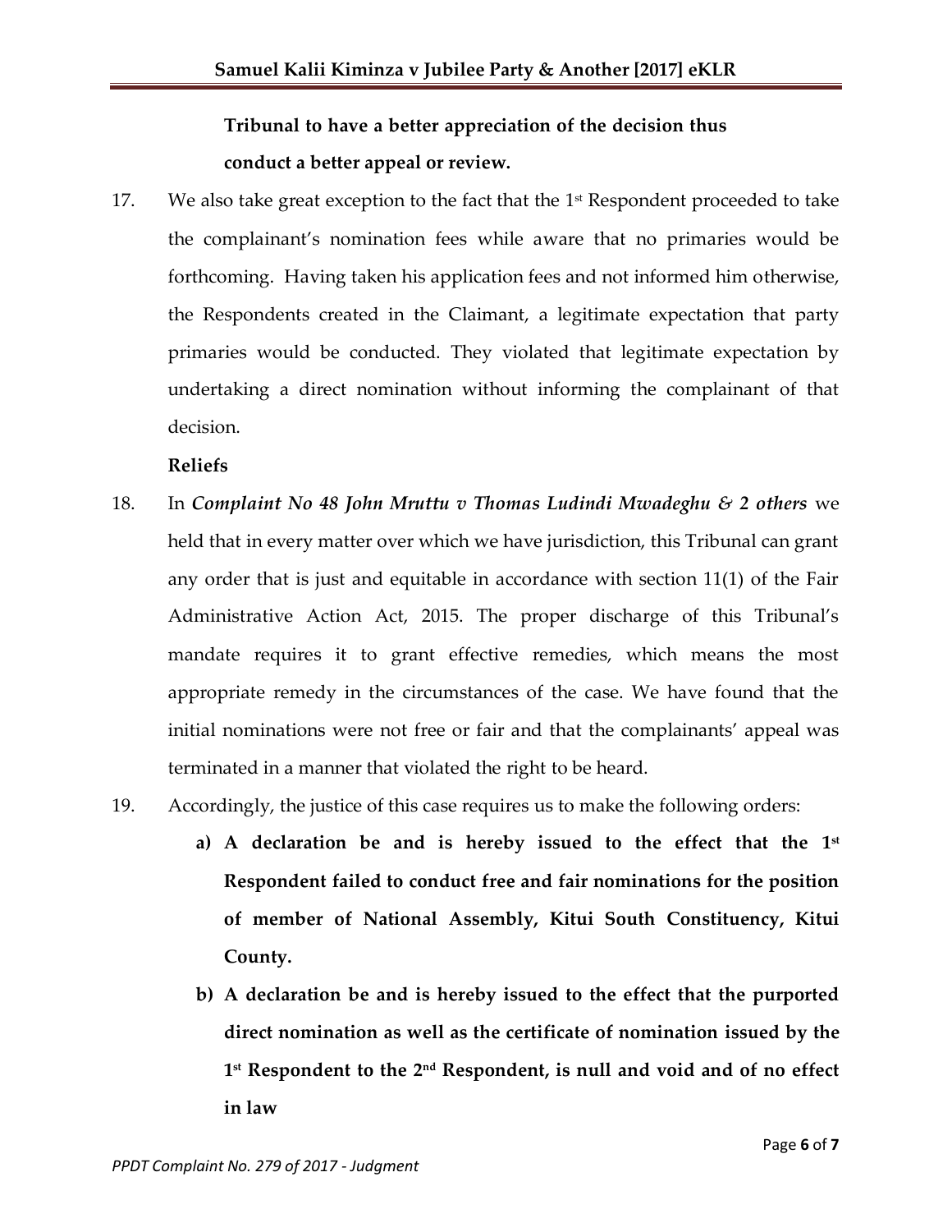**Tribunal to have a better appreciation of the decision thus conduct a better appeal or review.**

17. We also take great exception to the fact that the 1st Respondent proceeded to take the complainant's nomination fees while aware that no primaries would be forthcoming. Having taken his application fees and not informed him otherwise, the Respondents created in the Claimant, a legitimate expectation that party primaries would be conducted. They violated that legitimate expectation by undertaking a direct nomination without informing the complainant of that decision.

**Reliefs**

18. In ***Complaint No 48 John Mruttu v Thomas Ludindi Mwadeghu & 2 others*** we held that in every matter over which we have jurisdiction, this Tribunal can grant any order that is just and equitable in accordance with section 11(1) of the Fair Administrative Action Act, 2015. The proper discharge of this Tribunal's mandate requires it to grant effective remedies, which means the most appropriate remedy in the circumstances of the case. We have found that the initial nominations were not free or fair and that the complainants' appeal was terminated in a manner that violated the right to be heard.

19. Accordingly, the justice of this case requires us to make the following orders:

    **a) A declaration be and is hereby issued to the effect that the 1st Respondent failed to conduct free and fair nominations for the position of member of National Assembly, Kitui South Constituency, Kitui County.**

    **b) A declaration be and is hereby issued to the effect that the purported direct nomination as well as the certificate of nomination issued by the 1st Respondent to the 2nd Respondent, is null and void and of no effect in law**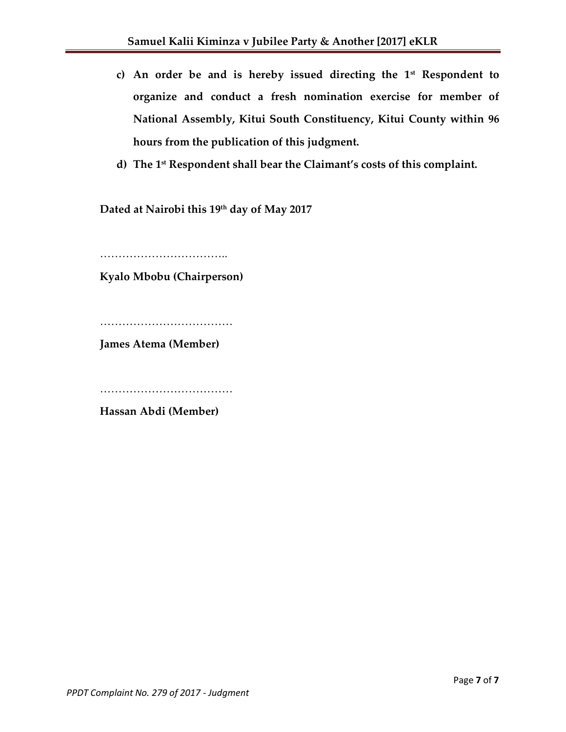c) **An order be and is hereby issued directing the 1st Respondent to organize and conduct a fresh nomination exercise for member of National Assembly, Kitui South Constituency, Kitui County within 96 hours from the publication of this judgment.**

d) **The 1st Respondent shall bear the Claimant's costs of this complaint.**

**Dated at Nairobi this 19th day of May 2017**

……………………………..

**Kyalo Mbobu (Chairperson)**

………………………………

**James Atema (Member)**

………………………………

**Hassan Abdi (Member)**